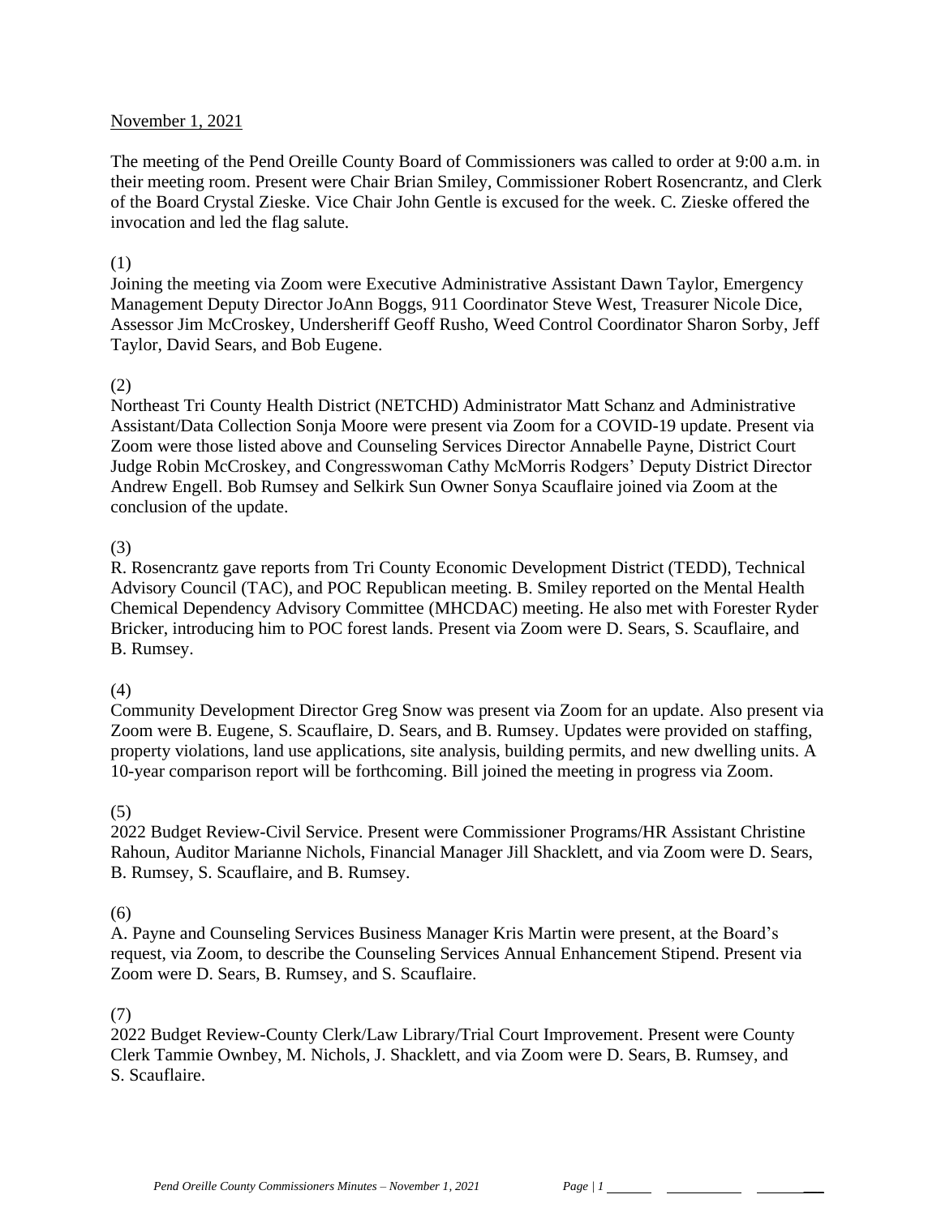November 1, 2021

The meeting of the Pend Oreille County Board of Commissioners was called to order at 9:00 a.m. in their meeting room. Present were Chair Brian Smiley, Commissioner Robert Rosencrantz, and Clerk of the Board Crystal Zieske. Vice Chair John Gentle is excused for the week. C. Zieske offered the invocation and led the flag salute.

(1)
Joining the meeting via Zoom were Executive Administrative Assistant Dawn Taylor, Emergency Management Deputy Director JoAnn Boggs, 911 Coordinator Steve West, Treasurer Nicole Dice, Assessor Jim McCroskey, Undersheriff Geoff Rusho, Weed Control Coordinator Sharon Sorby, Jeff Taylor, David Sears, and Bob Eugene.

(2)
Northeast Tri County Health District (NETCHD) Administrator Matt Schanz and Administrative Assistant/Data Collection Sonja Moore were present via Zoom for a COVID-19 update. Present via Zoom were those listed above and Counseling Services Director Annabelle Payne, District Court Judge Robin McCroskey, and Congresswoman Cathy McMorris Rodgers' Deputy District Director Andrew Engell. Bob Rumsey and Selkirk Sun Owner Sonya Scauflaire joined via Zoom at the conclusion of the update.

(3)
R. Rosencrantz gave reports from Tri County Economic Development District (TEDD), Technical Advisory Council (TAC), and POC Republican meeting. B. Smiley reported on the Mental Health Chemical Dependency Advisory Committee (MHCDAC) meeting. He also met with Forester Ryder Bricker, introducing him to POC forest lands. Present via Zoom were D. Sears, S. Scauflaire, and B. Rumsey.

(4)
Community Development Director Greg Snow was present via Zoom for an update. Also present via Zoom were B. Eugene, S. Scauflaire, D. Sears, and B. Rumsey. Updates were provided on staffing, property violations, land use applications, site analysis, building permits, and new dwelling units. A 10-year comparison report will be forthcoming. Bill joined the meeting in progress via Zoom.

(5)
2022 Budget Review-Civil Service. Present were Commissioner Programs/HR Assistant Christine Rahoun, Auditor Marianne Nichols, Financial Manager Jill Shacklett, and via Zoom were D. Sears, B. Rumsey, S. Scauflaire, and B. Rumsey.

(6)
A. Payne and Counseling Services Business Manager Kris Martin were present, at the Board's request, via Zoom, to describe the Counseling Services Annual Enhancement Stipend. Present via Zoom were D. Sears, B. Rumsey, and S. Scauflaire.

(7)
2022 Budget Review-County Clerk/Law Library/Trial Court Improvement. Present were County Clerk Tammie Ownbey, M. Nichols, J. Shacklett, and via Zoom were D. Sears, B. Rumsey, and S. Scauflaire.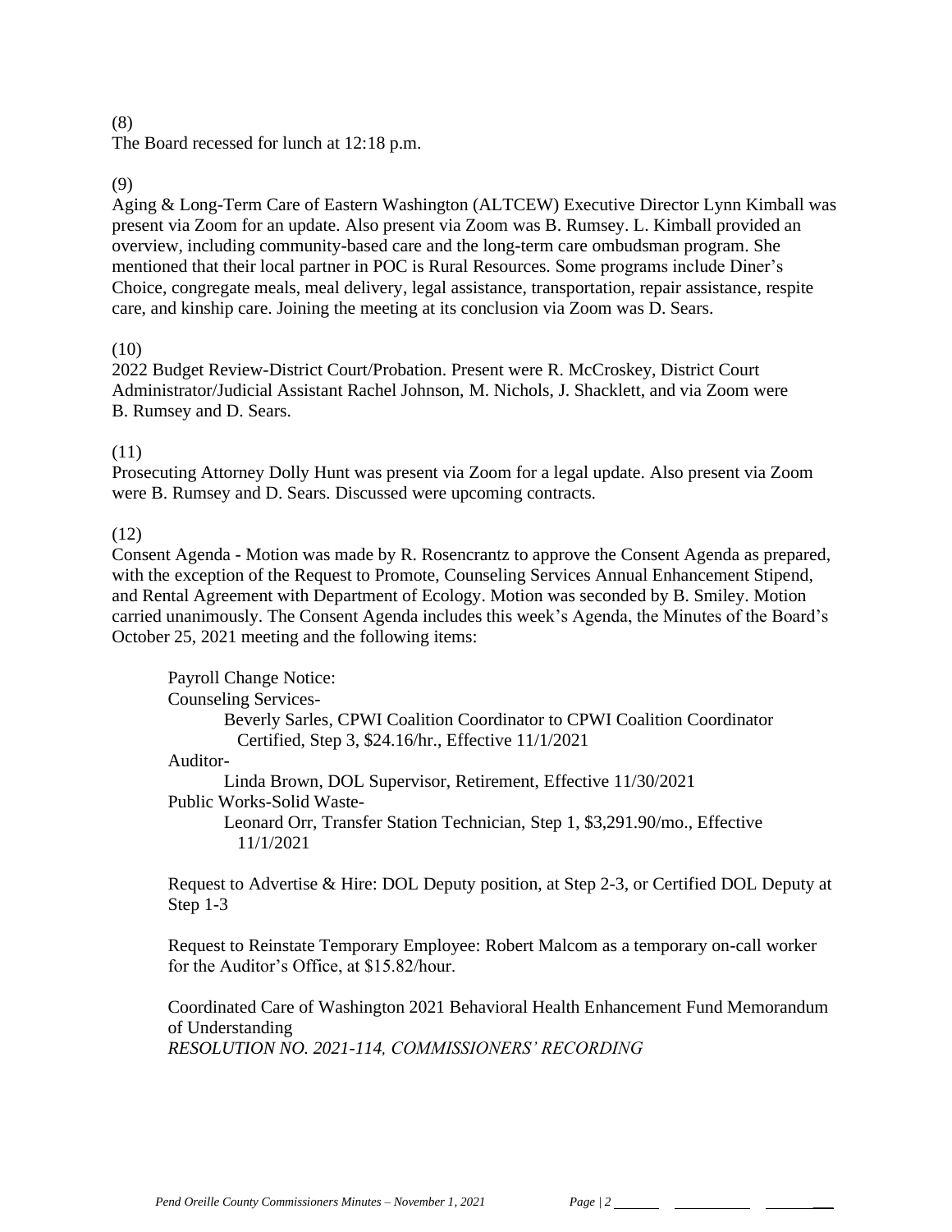(8)
The Board recessed for lunch at 12:18 p.m.

(9)
Aging & Long-Term Care of Eastern Washington (ALTCEW) Executive Director Lynn Kimball was present via Zoom for an update. Also present via Zoom was B. Rumsey. L. Kimball provided an overview, including community-based care and the long-term care ombudsman program. She mentioned that their local partner in POC is Rural Resources. Some programs include Diner's Choice, congregate meals, meal delivery, legal assistance, transportation, repair assistance, respite care, and kinship care. Joining the meeting at its conclusion via Zoom was D. Sears.

(10)
2022 Budget Review-District Court/Probation. Present were R. McCroskey, District Court Administrator/Judicial Assistant Rachel Johnson, M. Nichols, J. Shacklett, and via Zoom were B. Rumsey and D. Sears.

(11)
Prosecuting Attorney Dolly Hunt was present via Zoom for a legal update. Also present via Zoom were B. Rumsey and D. Sears. Discussed were upcoming contracts.

(12)
Consent Agenda - Motion was made by R. Rosencrantz to approve the Consent Agenda as prepared, with the exception of the Request to Promote, Counseling Services Annual Enhancement Stipend, and Rental Agreement with Department of Ecology. Motion was seconded by B. Smiley. Motion carried unanimously. The Consent Agenda includes this week's Agenda, the Minutes of the Board's October 25, 2021 meeting and the following items:

Payroll Change Notice:
Counseling Services-
    Beverly Sarles, CPWI Coalition Coordinator to CPWI Coalition Coordinator Certified, Step 3, $24.16/hr., Effective 11/1/2021
Auditor-
    Linda Brown, DOL Supervisor, Retirement, Effective 11/30/2021
Public Works-Solid Waste-
    Leonard Orr, Transfer Station Technician, Step 1, $3,291.90/mo., Effective 11/1/2021

Request to Advertise & Hire: DOL Deputy position, at Step 2-3, or Certified DOL Deputy at Step 1-3

Request to Reinstate Temporary Employee: Robert Malcom as a temporary on-call worker for the Auditor's Office, at $15.82/hour.

Coordinated Care of Washington 2021 Behavioral Health Enhancement Fund Memorandum of Understanding
*RESOLUTION NO. 2021-114, COMMISSIONERS' RECORDING*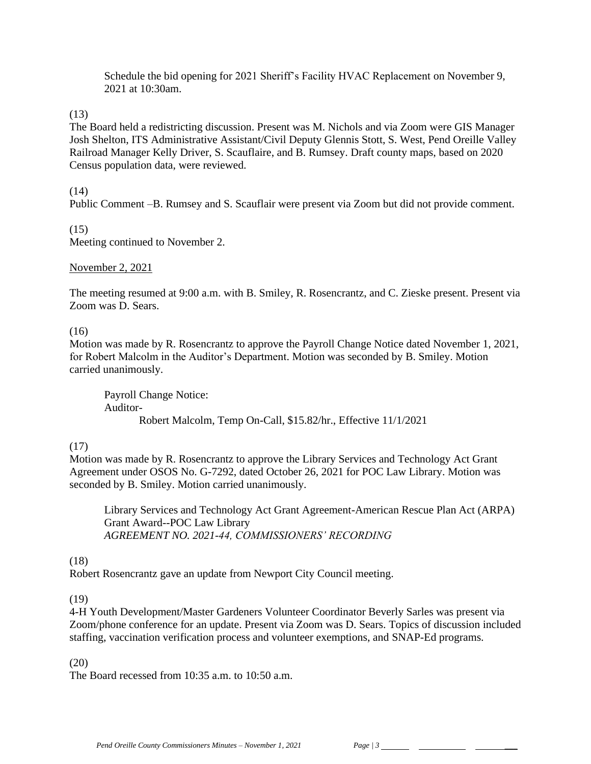Schedule the bid opening for 2021 Sheriff's Facility HVAC Replacement on November 9, 2021 at 10:30am.

(13)
The Board held a redistricting discussion. Present was M. Nichols and via Zoom were GIS Manager Josh Shelton, ITS Administrative Assistant/Civil Deputy Glennis Stott, S. West, Pend Oreille Valley Railroad Manager Kelly Driver, S. Scauflaire, and B. Rumsey. Draft county maps, based on 2020 Census population data, were reviewed.

(14)
Public Comment –B. Rumsey and S. Scauflair were present via Zoom but did not provide comment.

(15)
Meeting continued to November 2.

November 2, 2021

The meeting resumed at 9:00 a.m. with B. Smiley, R. Rosencrantz, and C. Zieske present. Present via Zoom was D. Sears.

(16)
Motion was made by R. Rosencrantz to approve the Payroll Change Notice dated November 1, 2021, for Robert Malcolm in the Auditor's Department. Motion was seconded by B. Smiley. Motion carried unanimously.

Payroll Change Notice:
Auditor-
Robert Malcolm, Temp On-Call, $15.82/hr., Effective 11/1/2021

(17)
Motion was made by R. Rosencrantz to approve the Library Services and Technology Act Grant Agreement under OSOS No. G-7292, dated October 26, 2021 for POC Law Library. Motion was seconded by B. Smiley. Motion carried unanimously.

Library Services and Technology Act Grant Agreement-American Rescue Plan Act (ARPA) Grant Award--POC Law Library
*AGREEMENT NO. 2021-44, COMMISSIONERS' RECORDING*

(18)
Robert Rosencrantz gave an update from Newport City Council meeting.

(19)
4-H Youth Development/Master Gardeners Volunteer Coordinator Beverly Sarles was present via Zoom/phone conference for an update. Present via Zoom was D. Sears. Topics of discussion included staffing, vaccination verification process and volunteer exemptions, and SNAP-Ed programs.

(20)
The Board recessed from 10:35 a.m. to 10:50 a.m.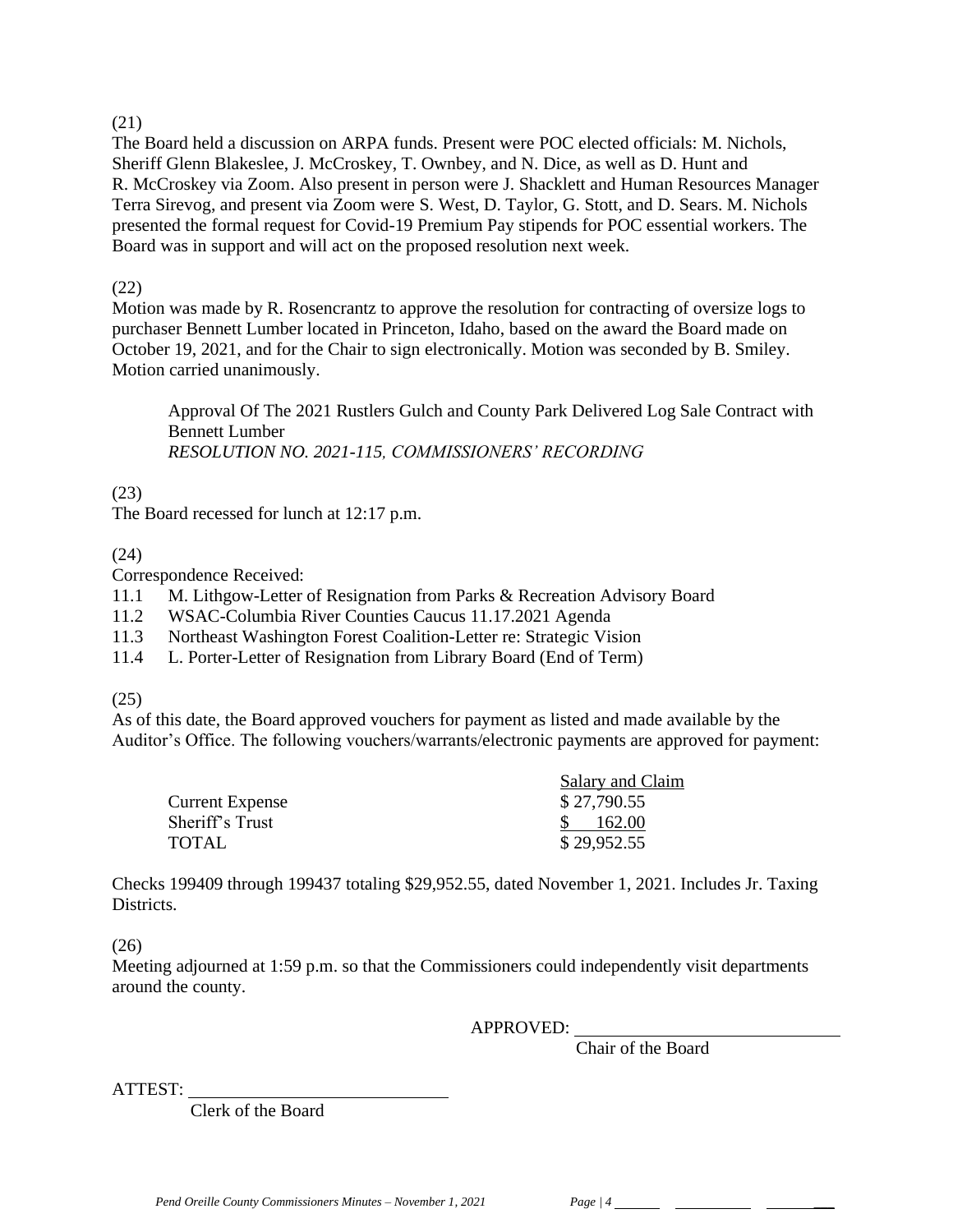(21)

The Board held a discussion on ARPA funds. Present were POC elected officials: M. Nichols, Sheriff Glenn Blakeslee, J. McCroskey, T. Ownbey, and N. Dice, as well as D. Hunt and R. McCroskey via Zoom. Also present in person were J. Shacklett and Human Resources Manager Terra Sirevog, and present via Zoom were S. West, D. Taylor, G. Stott, and D. Sears. M. Nichols presented the formal request for Covid-19 Premium Pay stipends for POC essential workers. The Board was in support and will act on the proposed resolution next week.

(22)

Motion was made by R. Rosencrantz to approve the resolution for contracting of oversize logs to purchaser Bennett Lumber located in Princeton, Idaho, based on the award the Board made on October 19, 2021, and for the Chair to sign electronically. Motion was seconded by B. Smiley. Motion carried unanimously.

> Approval Of The 2021 Rustlers Gulch and County Park Delivered Log Sale Contract with Bennett Lumber
> *RESOLUTION NO. 2021-115, COMMISSIONERS' RECORDING*

(23)

The Board recessed for lunch at 12:17 p.m.

(24)

Correspondence Received:

11.1 M. Lithgow-Letter of Resignation from Parks & Recreation Advisory Board
11.2 WSAC-Columbia River Counties Caucus 11.17.2021 Agenda
11.3 Northeast Washington Forest Coalition-Letter re: Strategic Vision
11.4 L. Porter-Letter of Resignation from Library Board (End of Term)

(25)

As of this date, the Board approved vouchers for payment as listed and made available by the Auditor's Office. The following vouchers/warrants/electronic payments are approved for payment:

| | Salary and Claim |
|---|---|
| Current Expense | $ 27,790.55 |
| Sheriff's Trust | $ 162.00 |
| TOTAL | $ 29,952.55 |

Checks 199409 through 199437 totaling $29,952.55, dated November 1, 2021. Includes Jr. Taxing Districts.

(26)

Meeting adjourned at 1:59 p.m. so that the Commissioners could independently visit departments around the county.

APPROVED: ______________________________
Chair of the Board

ATTEST: ______________________________
Clerk of the Board